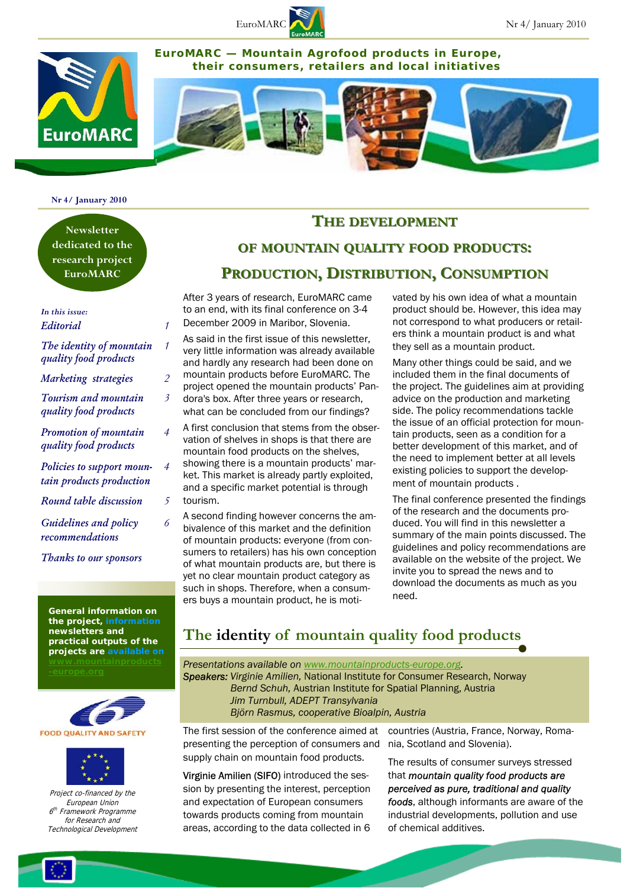**EuroMARC — Mountain Agrofood products in Europe, their consumers, retailers and local initiatives**

Nr 4/ January 2010

Newsletter dedicated to the research project EuroMARC

*In this issue:*

| | |
|---|---|
| *Editorial* | *1* |
| *The identity of mountain quality food products* | *1* |
| *Marketing strategies* | *2* |
| *Tourism and mountain quality food products* | *3* |
| *Promotion of mountain quality food products* | *4* |
| *Policies to support mountain products production* | *4* |
| *Round table discussion* | *5* |
| *Guidelines and policy recommendations* | *6* |
| *Thanks to our sponsors* | |

**General information on the project, information newsletters and practical outputs of the projects are available on www.mountainproducts-europe.org**

FOOD QUALITY AND SAFETY

*Project co-financed by the European Union 6th Framework Programme for Research and Technological Development*

# The development of mountain quality food products: Production, Distribution, Consumption

After 3 years of research, EuroMARC came to an end, with its final conference on 3-4 December 2009 in Maribor, Slovenia.

As said in the first issue of this newsletter, very little information was already available and hardly any research had been done on mountain products before EuroMARC. The project opened the mountain products' Pandora's box. After three years or research, what can be concluded from our findings?

A first conclusion that stems from the observation of shelves in shops is that there are mountain food products on the shelves, showing there is a mountain products' market. This market is already partly exploited, and a specific market potential is through tourism.

A second finding however concerns the ambivalence of this market and the definition of mountain products: everyone (from consumers to retailers) has his own conception of what mountain products are, but there is yet no clear mountain product category as such in shops. Therefore, when a consumers buys a mountain product, he is motivated by his own idea of what a mountain product should be. However, this idea may not correspond to what producers or retailers think a mountain product is and what they sell as a mountain product.

Many other things could be said, and we included them in the final documents of the project. The guidelines aim at providing advice on the production and marketing side. The policy recommendations tackle the issue of an official protection for mountain products, seen as a condition for a better development of this market, and of the need to implement better at all levels existing policies to support the development of mountain products .

The final conference presented the findings of the research and the documents produced. You will find in this newsletter a summary of the main points discussed. The guidelines and policy recommendations are available on the website of the project. We invite you to spread the news and to download the documents as much as you need.

## The identity of mountain quality food products

*Presentations available on www.mountainproducts-europe.org.*
***Speakers:*** *Virginie Amilien,* National Institute for Consumer Research, Norway
*Bernd Schuh,* Austrian Institute for Spatial Planning, Austria
*Jim Turnbull, ADEPT Transylvania*
*Björn Rasmus, cooperative Bioalpin, Austria*

The first session of the conference aimed at presenting the perception of consumers and supply chain on mountain food products.

Virginie Amilien (SIFO) introduced the session by presenting the interest, perception and expectation of European consumers towards products coming from mountain areas, according to the data collected in 6 countries (Austria, France, Norway, Romania, Scotland and Slovenia).

The results of consumer surveys stressed that *mountain quality food products are perceived as pure, traditional and quality foods*, although informants are aware of the industrial developments, pollution and use of chemical additives.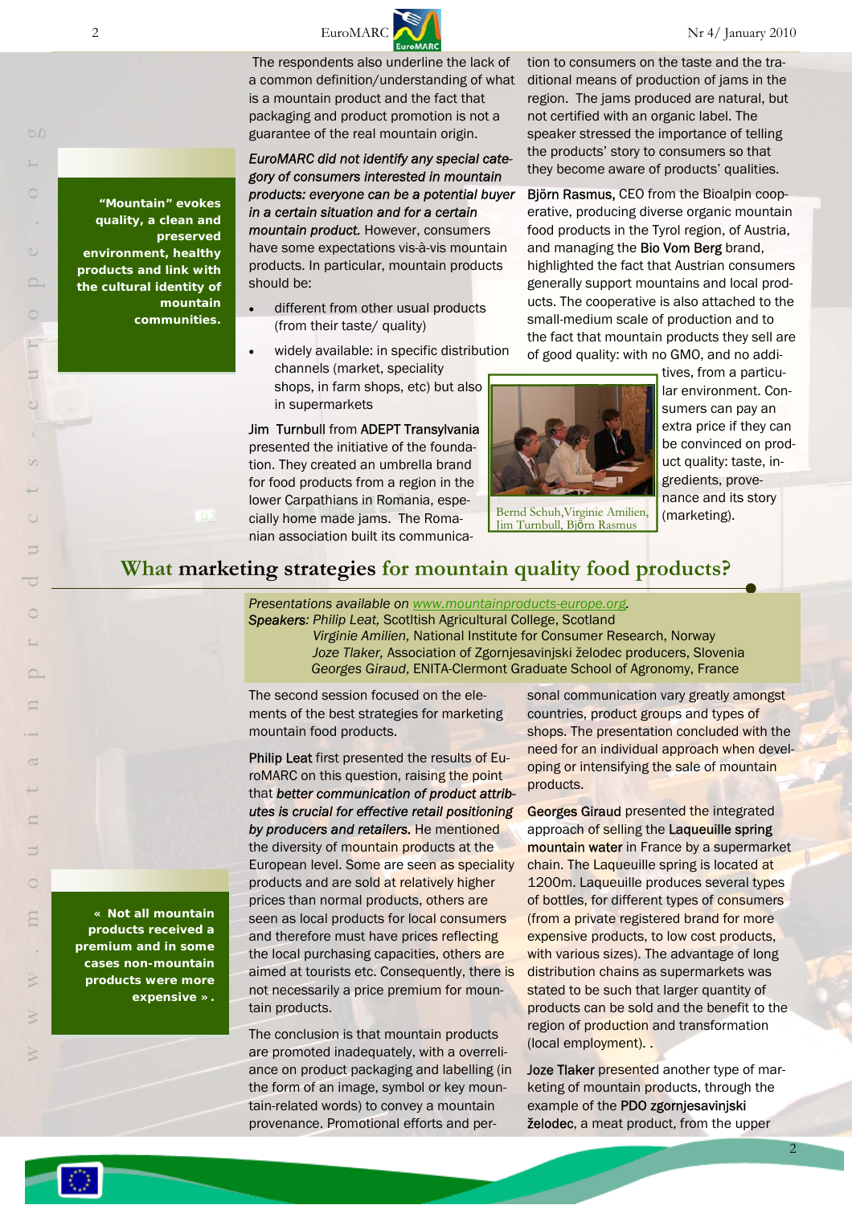The respondents also underline the lack of a common definition/understanding of what is a mountain product and the fact that packaging and product promotion is not a guarantee of the real mountain origin.

> **"Mountain" evokes quality, a clean and preserved environment, healthy products and link with the cultural identity of mountain communities.**

*EuroMARC did not identify any special category of consumers interested in mountain products: everyone can be a potential buyer in a certain situation and for a certain mountain product.* However, consumers have some expectations vis-à-vis mountain products. In particular, mountain products should be:

- different from other usual products (from their taste/ quality)
- widely available: in specific distribution channels (market, speciality shops, in farm shops, etc) but also in supermarkets

Jim Turnbull from ADEPT Transylvania presented the initiative of the foundation. They created an umbrella brand for food products from a region in the lower Carpathians in Romania, especially home made jams. The Romanian association built its communication to consumers on the taste and the traditional means of production of jams in the region. The jams produced are natural, but not certified with an organic label. The speaker stressed the importance of telling the products' story to consumers so that they become aware of products' qualities.

Björn Rasmus, CEO from the Bioalpin cooperative, producing diverse organic mountain food products in the Tyrol region, of Austria, and managing the Bio Vom Berg brand, highlighted the fact that Austrian consumers generally support mountains and local products. The cooperative is also attached to the small-medium scale of production and to the fact that mountain products they sell are of good quality: with no GMO, and no additives, from a particular environment. Consumers can pay an extra price if they can be convinced on product quality: taste, ingredients, provenance and its story (marketing).

Bernd Schuh, Virginie Amilien, Jim Turnbull, Björn Rasmus

## What marketing strategies for mountain quality food products?

*Presentations available on www.mountainproducts-europe.org.*
*Speakers: Philip Leat,* Scotltish Agricultural College, Scotland
*Virginie Amilien,* National Institute for Consumer Research, Norway
*Joze Tlaker,* Association of Zgornjesavinjski želodec producers, Slovenia
*Georges Giraud*, ENITA-Clermont Graduate School of Agronomy, France

The second session focused on the elements of the best strategies for marketing mountain food products.

Philip Leat first presented the results of EuroMARC on this question, raising the point that ***better communication of product attributes is crucial for effective retail positioning by producers and retailers.*** He mentioned the diversity of mountain products at the European level. Some are seen as speciality products and are sold at relatively higher prices than normal products, others are seen as local products for local consumers and therefore must have prices reflecting the local purchasing capacities, others are aimed at tourists etc. Consequently, there is not necessarily a price premium for mountain products.

> **« Not all mountain products received a premium and in some cases non-mountain products were more expensive ».**

The conclusion is that mountain products are promoted inadequately, with a overreliance on product packaging and labelling (in the form of an image, symbol or key mountain-related words) to convey a mountain provenance. Promotional efforts and personal communication vary greatly amongst countries, product groups and types of shops. The presentation concluded with the need for an individual approach when developing or intensifying the sale of mountain products.

Georges Giraud presented the integrated approach of selling the Laqueuille spring mountain water in France by a supermarket chain. The Laqueuille spring is located at 1200m. Laqueuille produces several types of bottles, for different types of consumers (from a private registered brand for more expensive products, to low cost products, with various sizes). The advantage of long distribution chains as supermarkets was stated to be such that larger quantity of products can be sold and the benefit to the region of production and transformation (local employment). .

Joze Tlaker presented another type of marketing of mountain products, through the example of the PDO zgornjesavinjski želodec, a meat product, from the upper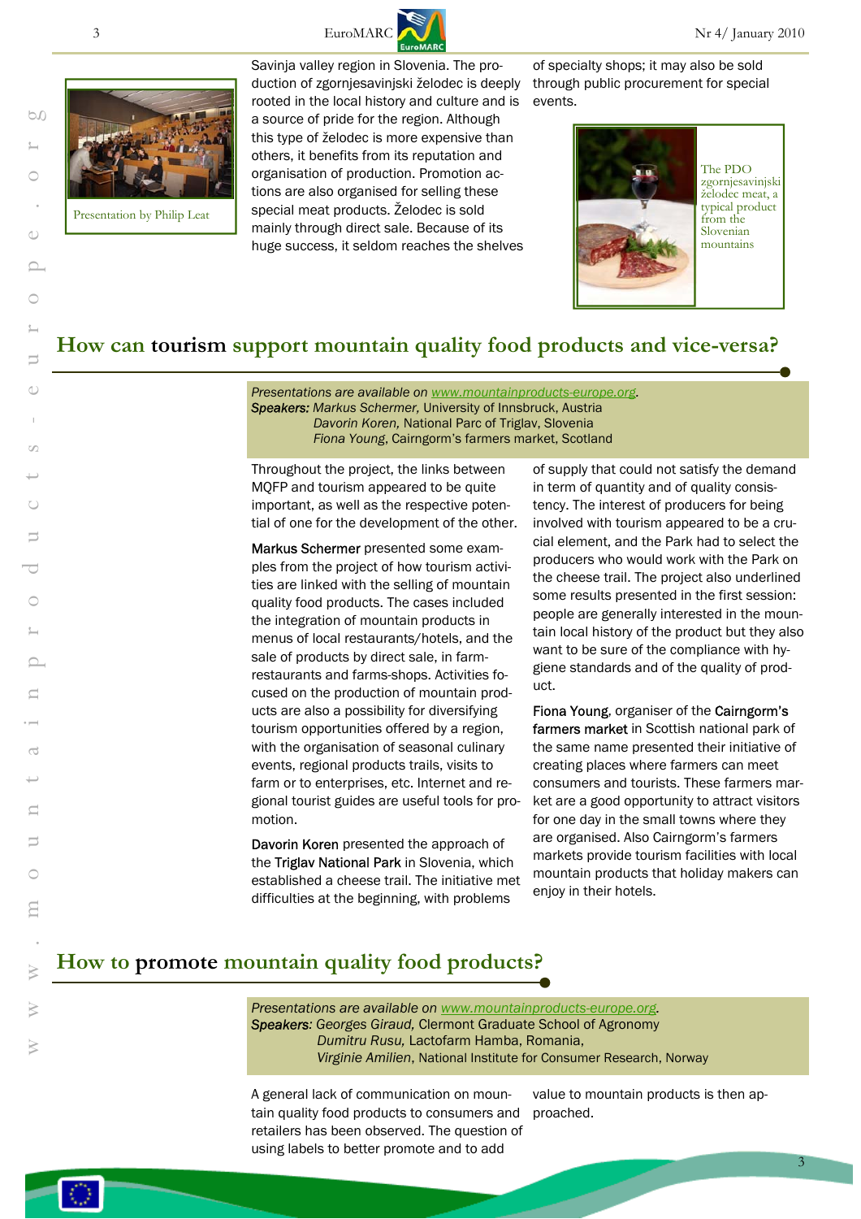Presentation by Philip Leat

Savinja valley region in Slovenia. The production of zgornjesavinjski želodec is deeply rooted in the local history and culture and is a source of pride for the region. Although this type of želodec is more expensive than others, it benefits from its reputation and organisation of production. Promotion actions are also organised for selling these special meat products. Želodec is sold mainly through direct sale. Because of its huge success, it seldom reaches the shelves of specialty shops; it may also be sold through public procurement for special events.

The PDO zgornjesavinjski želodec meat, a typical product from the Slovenian mountains

## How can tourism support mountain quality food products and vice-versa?

*Presentations are available on* *www.mountainproducts-europe.org.*
***Speakers:*** *Markus Schermer,* University of Innsbruck, Austria
*Davorin Koren,* National Parc of Triglav, Slovenia
*Fiona Young*, Cairngorm's farmers market, Scotland

Throughout the project, the links between MQFP and tourism appeared to be quite important, as well as the respective potential of one for the development of the other.

**Markus Schermer** presented some examples from the project of how tourism activities are linked with the selling of mountain quality food products. The cases included the integration of mountain products in menus of local restaurants/hotels, and the sale of products by direct sale, in farm-restaurants and farms-shops. Activities focused on the production of mountain products are also a possibility for diversifying tourism opportunities offered by a region, with the organisation of seasonal culinary events, regional products trails, visits to farm or to enterprises, etc. Internet and regional tourist guides are useful tools for promotion.

**Davorin Koren** presented the approach of the **Triglav National Park** in Slovenia, which established a cheese trail. The initiative met difficulties at the beginning, with problems of supply that could not satisfy the demand in term of quantity and of quality consistency. The interest of producers for being involved with tourism appeared to be a crucial element, and the Park had to select the producers who would work with the Park on the cheese trail. The project also underlined some results presented in the first session: people are generally interested in the mountain local history of the product but they also want to be sure of the compliance with hygiene standards and of the quality of product.

**Fiona Young**, organiser of the **Cairngorm's farmers market** in Scottish national park of the same name presented their initiative of creating places where farmers can meet consumers and tourists. These farmers market are a good opportunity to attract visitors for one day in the small towns where they are organised. Also Cairngorm's farmers markets provide tourism facilities with local mountain products that holiday makers can enjoy in their hotels.

## How to promote mountain quality food products?

*Presentations are available on* *www.mountainproducts-europe.org.*
***Speakers:*** *Georges Giraud,* Clermont Graduate School of Agronomy
*Dumitru Rusu,* Lactofarm Hamba, Romania,
*Virginie Amilien*, National Institute for Consumer Research, Norway

A general lack of communication on mountain quality food products to consumers and retailers has been observed. The question of using labels to better promote and to add value to mountain products is then approached.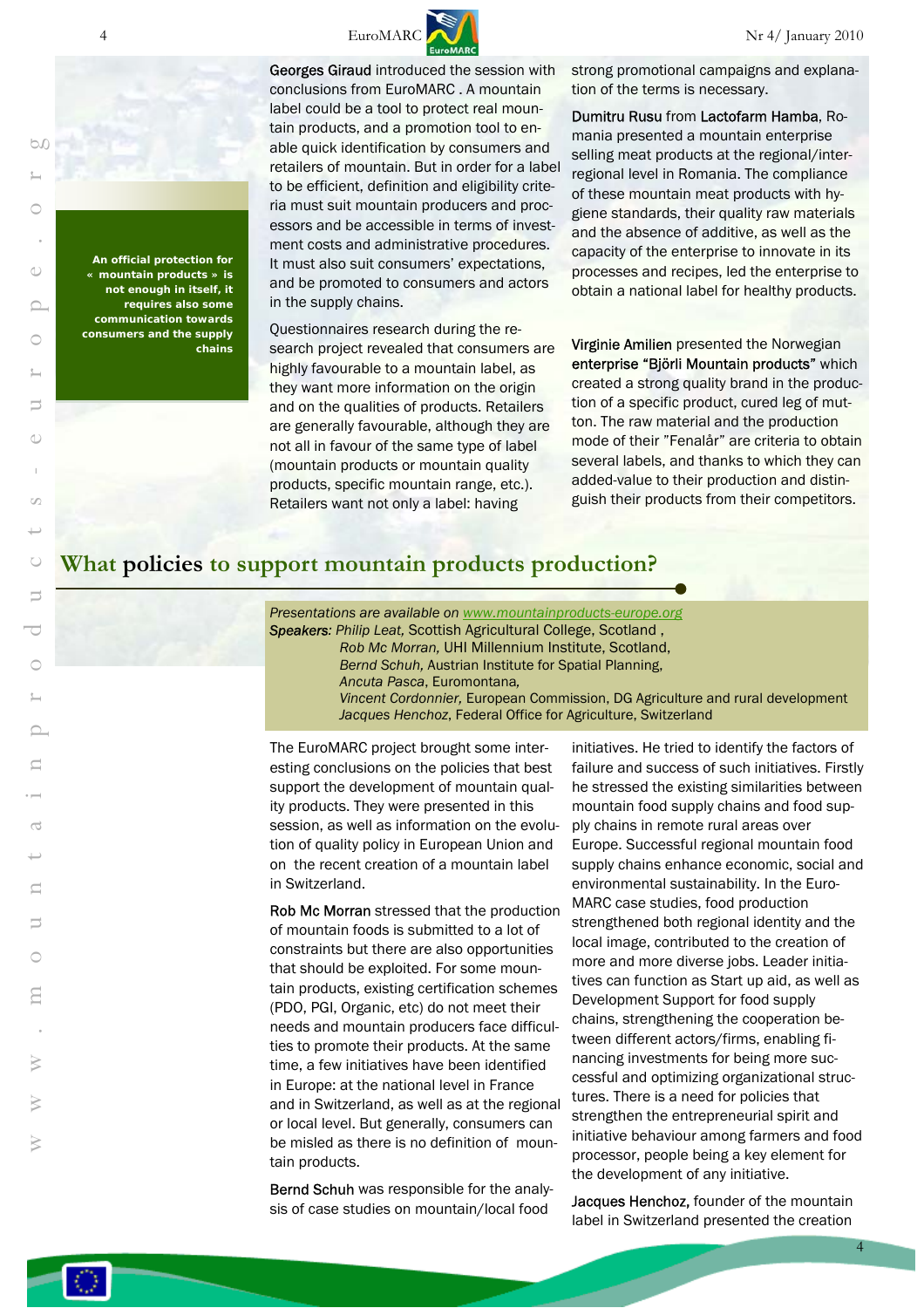**An official protection for « mountain products » is not enough in itself, it requires also some communication towards consumers and the supply chains**

**Georges Giraud** introduced the session with conclusions from EuroMARC . A mountain label could be a tool to protect real mountain products, and a promotion tool to enable quick identification by consumers and retailers of mountain. But in order for a label to be efficient, definition and eligibility criteria must suit mountain producers and processors and be accessible in terms of investment costs and administrative procedures. It must also suit consumers' expectations, and be promoted to consumers and actors in the supply chains.

Questionnaires research during the research project revealed that consumers are highly favourable to a mountain label, as they want more information on the origin and on the qualities of products. Retailers are generally favourable, although they are not all in favour of the same type of label (mountain products or mountain quality products, specific mountain range, etc.). Retailers want not only a label: having strong promotional campaigns and explanation of the terms is necessary.

**Dumitru Rusu** from **Lactofarm Hamba**, Romania presented a mountain enterprise selling meat products at the regional/interregional level in Romania. The compliance of these mountain meat products with hygiene standards, their quality raw materials and the absence of additive, as well as the capacity of the enterprise to innovate in its processes and recipes, led the enterprise to obtain a national label for healthy products.

**Virginie Amilien** presented the Norwegian **enterprise "Björli Mountain products"** which created a strong quality brand in the production of a specific product, cured leg of mutton. The raw material and the production mode of their "Fenalår" are criteria to obtain several labels, and thanks to which they can added-value to their production and distinguish their products from their competitors.

## What **policies** to support mountain products production?

*Presentations are available on www.mountainproducts-europe.org*
***Speakers:*** *Philip Leat,* Scottish Agricultural College, Scotland ,
*Rob Mc Morran,* UHI Millennium Institute, Scotland,
*Bernd Schuh,* Austrian Institute for Spatial Planning,
*Ancuta Pasca*, Euromontana,
*Vincent Cordonnier,* European Commission, DG Agriculture and rural development
*Jacques Henchoz*, Federal Office for Agriculture, Switzerland

The EuroMARC project brought some interesting conclusions on the policies that best support the development of mountain quality products. They were presented in this session, as well as information on the evolution of quality policy in European Union and on the recent creation of a mountain label in Switzerland.

**Rob Mc Morran** stressed that the production of mountain foods is submitted to a lot of constraints but there are also opportunities that should be exploited. For some mountain products, existing certification schemes (PDO, PGI, Organic, etc) do not meet their needs and mountain producers face difficulties to promote their products. At the same time, a few initiatives have been identified in Europe: at the national level in France and in Switzerland, as well as at the regional or local level. But generally, consumers can be misled as there is no definition of mountain products.

**Bernd Schuh** was responsible for the analysis of case studies on mountain/local food initiatives. He tried to identify the factors of failure and success of such initiatives. Firstly he stressed the existing similarities between mountain food supply chains and food supply chains in remote rural areas over Europe. Successful regional mountain food supply chains enhance economic, social and environmental sustainability. In the EuroMARC case studies, food production strengthened both regional identity and the local image, contributed to the creation of more and more diverse jobs. Leader initiatives can function as Start up aid, as well as Development Support for food supply chains, strengthening the cooperation between different actors/firms, enabling financing investments for being more successful and optimizing organizational structures. There is a need for policies that strengthen the entrepreneurial spirit and initiative behaviour among farmers and food processor, people being a key element for the development of any initiative.

**Jacques Henchoz,** founder of the mountain label in Switzerland presented the creation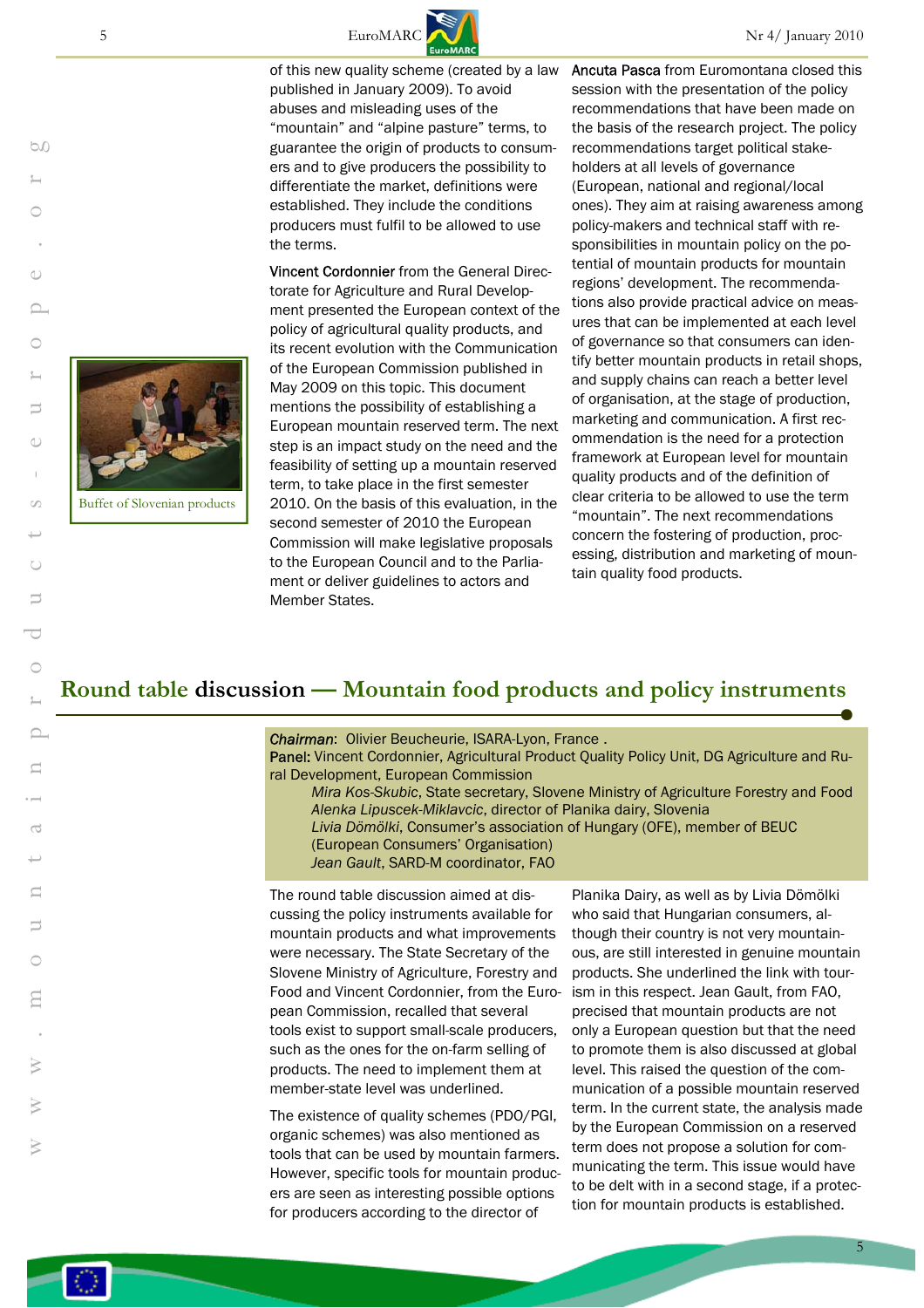of this new quality scheme (created by a law published in January 2009). To avoid abuses and misleading uses of the "mountain" and "alpine pasture" terms, to guarantee the origin of products to consumers and to give producers the possibility to differentiate the market, definitions were established. They include the conditions producers must fulfil to be allowed to use the terms.

Vincent Cordonnier from the General Directorate for Agriculture and Rural Development presented the European context of the policy of agricultural quality products, and its recent evolution with the Communication of the European Commission published in May 2009 on this topic. This document mentions the possibility of establishing a European mountain reserved term. The next step is an impact study on the need and the feasibility of setting up a mountain reserved term, to take place in the first semester 2010. On the basis of this evaluation, in the second semester of 2010 the European Commission will make legislative proposals to the European Council and to the Parliament or deliver guidelines to actors and Member States.

Buffet of Slovenian products

Ancuta Pasca from Euromontana closed this session with the presentation of the policy recommendations that have been made on the basis of the research project. The policy recommendations target political stakeholders at all levels of governance (European, national and regional/local ones). They aim at raising awareness among policy-makers and technical staff with responsibilities in mountain policy on the potential of mountain products for mountain regions' development. The recommendations also provide practical advice on measures that can be implemented at each level of governance so that consumers can identify better mountain products in retail shops, and supply chains can reach a better level of organisation, at the stage of production, marketing and communication. A first recommendation is the need for a protection framework at European level for mountain quality products and of the definition of clear criteria to be allowed to use the term "mountain". The next recommendations concern the fostering of production, processing, distribution and marketing of mountain quality food products.

## Round table **discussion** — Mountain food products and policy instruments

***Chairman***: Olivier Beucheurie, ISARA-Lyon, France .
**Panel:** Vincent Cordonnier, Agricultural Product Quality Policy Unit, DG Agriculture and Rural Development, European Commission
*Mira Kos-Skubic*, State secretary, Slovene Ministry of Agriculture Forestry and Food
*Alenka Lipuscek-Miklavcic*, director of Planika dairy, Slovenia
*Livia Dömölki*, Consumer's association of Hungary (OFE), member of BEUC (European Consumers' Organisation)
*Jean Gault*, SARD-M coordinator, FAO

The round table discussion aimed at discussing the policy instruments available for mountain products and what improvements were necessary. The State Secretary of the Slovene Ministry of Agriculture, Forestry and Food and Vincent Cordonnier, from the European Commission, recalled that several tools exist to support small-scale producers, such as the ones for the on-farm selling of products. The need to implement them at member-state level was underlined.

The existence of quality schemes (PDO/PGI, organic schemes) was also mentioned as tools that can be used by mountain farmers. However, specific tools for mountain producers are seen as interesting possible options for producers according to the director of Planika Dairy, as well as by Livia Dömölki who said that Hungarian consumers, although their country is not very mountainous, are still interested in genuine mountain products. She underlined the link with tourism in this respect. Jean Gault, from FAO, precised that mountain products are not only a European question but that the need to promote them is also discussed at global level. This raised the question of the communication of a possible mountain reserved term. In the current state, the analysis made by the European Commission on a reserved term does not propose a solution for communicating the term. This issue would have to be delt with in a second stage, if a protection for mountain products is established.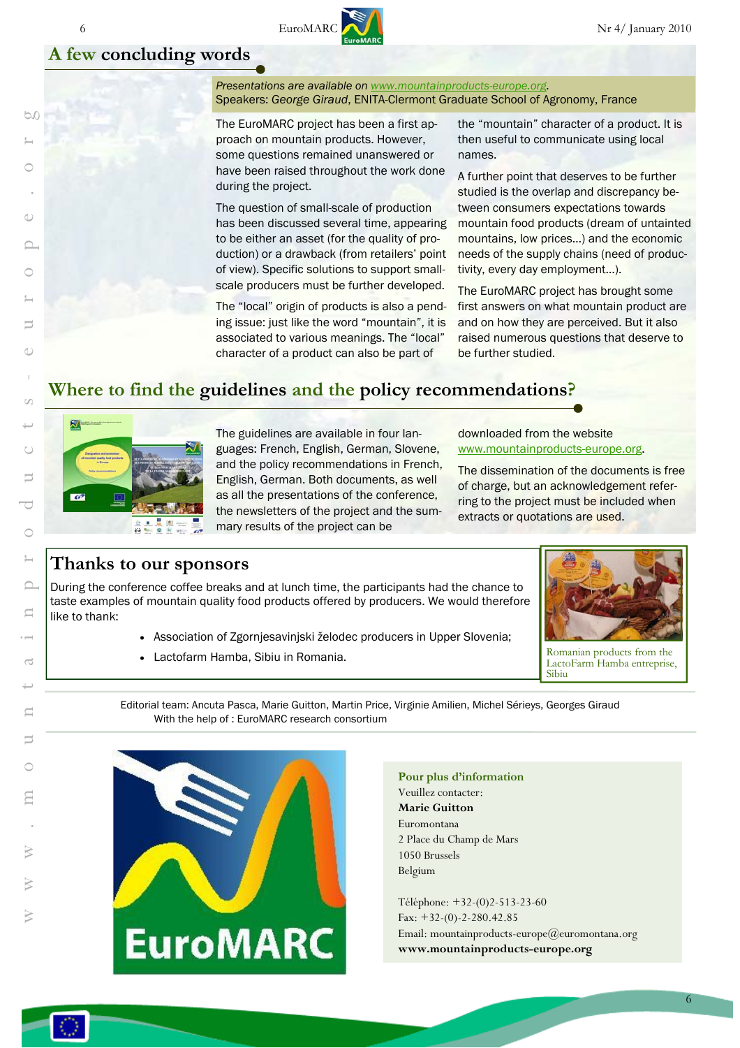## A few concluding words

*Presentations are available on www.mountainproducts-europe.org.*
Speakers: *George Giraud*, ENITA-Clermont Graduate School of Agronomy, France

The EuroMARC project has been a first approach on mountain products. However, some questions remained unanswered or have been raised throughout the work done during the project.

The question of small-scale of production has been discussed several time, appearing to be either an asset (for the quality of production) or a drawback (from retailers' point of view). Specific solutions to support small-scale producers must be further developed.

The "local" origin of products is also a pending issue: just like the word "mountain", it is associated to various meanings. The "local" character of a product can also be part of the "mountain" character of a product. It is then useful to communicate using local names.

A further point that deserves to be further studied is the overlap and discrepancy between consumers expectations towards mountain food products (dream of untainted mountains, low prices…) and the economic needs of the supply chains (need of productivity, every day employment…).

The EuroMARC project has brought some first answers on what mountain product are and on how they are perceived. But it also raised numerous questions that deserve to be further studied.

## Where to find the guidelines and the policy recommendations?

The guidelines are available in four languages: French, English, German, Slovene, and the policy recommendations in French, English, German. Both documents, as well as all the presentations of the conference, the newsletters of the project and the summary results of the project can be downloaded from the website www.mountainproducts-europe.org.

The dissemination of the documents is free of charge, but an acknowledgement referring to the project must be included when extracts or quotations are used.

## Thanks to our sponsors

During the conference coffee breaks and at lunch time, the participants had the chance to taste examples of mountain quality food products offered by producers. We would therefore like to thank:

- Association of Zgornjesavinjski želodec producers in Upper Slovenia;
- Lactofarm Hamba, Sibiu in Romania.

Romanian products from the LactoFarm Hamba entreprise, Sibiu

Editorial team: Ancuta Pasca, Marie Guitton, Martin Price, Virginie Amilien, Michel Sérieys, Georges Giraud
With the help of : EuroMARC research consortium

**Pour plus d'information**
Veuillez contacter:
**Marie Guitton**
Euromontana
2 Place du Champ de Mars
1050 Brussels
Belgium

Téléphone: +32-(0)2-513-23-60
Fax: +32-(0)-2-280.42.85
Email: mountainproducts-europe@euromontana.org
**www.mountainproducts-europe.org**